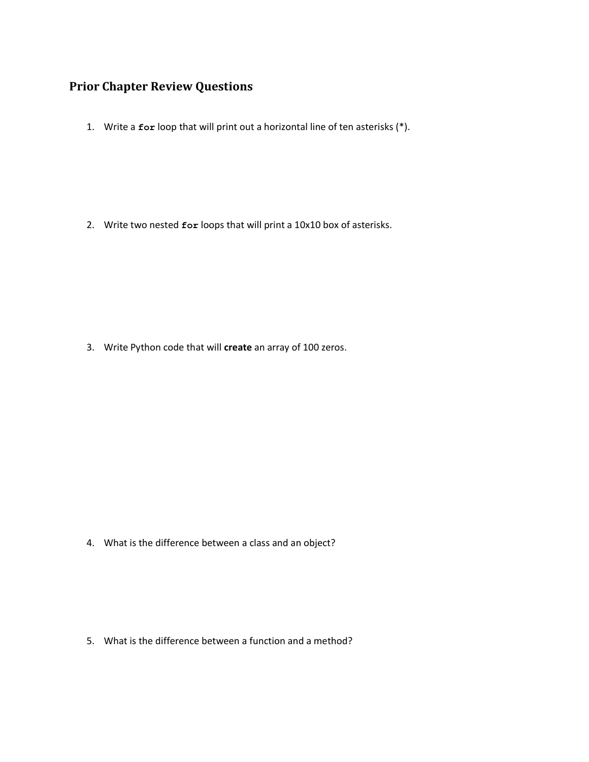## Prior Chapter Review Questions

1. Write a **`for`** loop that will print out a horizontal line of ten asterisks (*).

2. Write two nested **`for`** loops that will print a 10x10 box of asterisks.

3. Write Python code that will **create** an array of 100 zeros.

4. What is the difference between a class and an object?

5. What is the difference between a function and a method?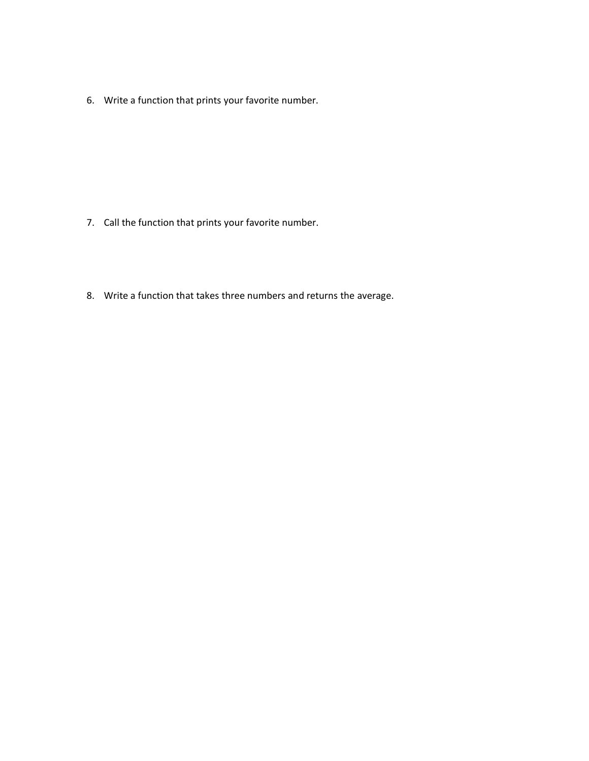6. Write a function that prints your favorite number.

7. Call the function that prints your favorite number.

8. Write a function that takes three numbers and returns the average.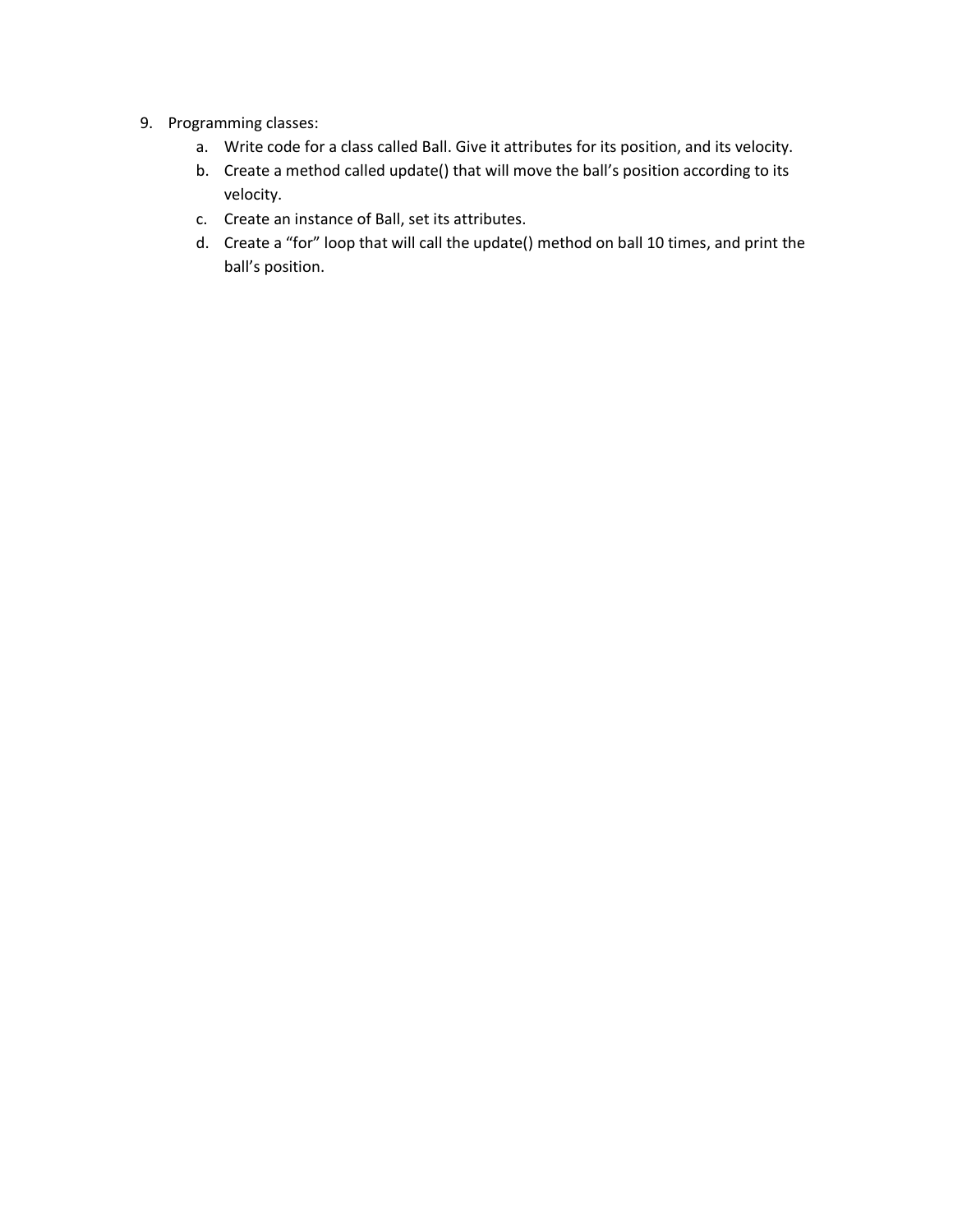9. Programming classes:
    a. Write code for a class called Ball. Give it attributes for its position, and its velocity.
    b. Create a method called update() that will move the ball's position according to its velocity.
    c. Create an instance of Ball, set its attributes.
    d. Create a "for" loop that will call the update() method on ball 10 times, and print the ball's position.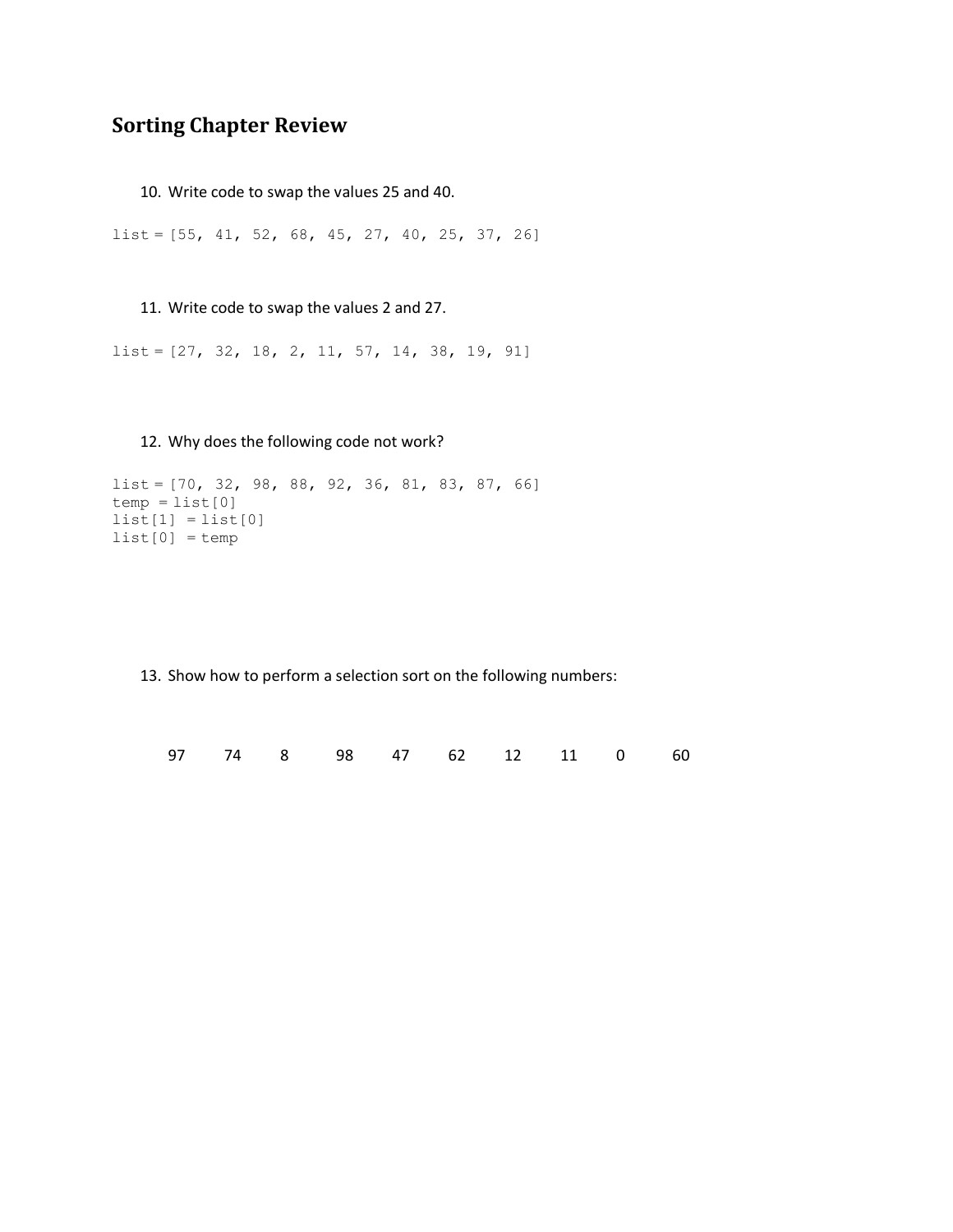## Sorting Chapter Review

10. Write code to swap the values 25 and 40.

```
list = [55, 41, 52, 68, 45, 27, 40, 25, 37, 26]
```

11. Write code to swap the values 2 and 27.

```
list = [27, 32, 18, 2, 11, 57, 14, 38, 19, 91]
```

12. Why does the following code not work?

```
list = [70, 32, 98, 88, 92, 36, 81, 83, 87, 66]
temp = list[0]
list[1] = list[0]
list[0] = temp
```

13. Show how to perform a selection sort on the following numbers:

97 74 8 98 47 62 12 11 0 60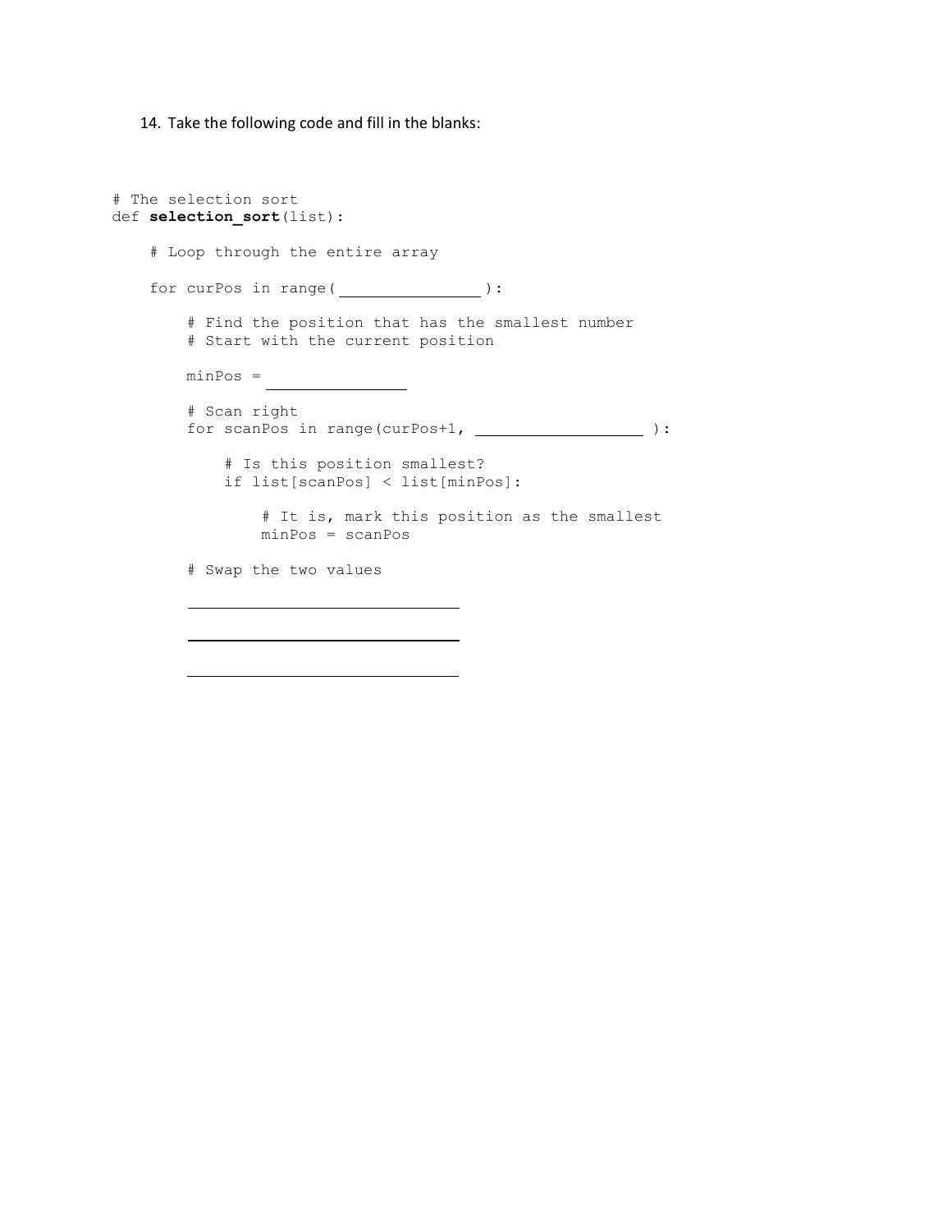14. Take the following code and fill in the blanks:

```
# The selection sort
def selection_sort(list):

    # Loop through the entire array

    for curPos in range( _______________ ):

        # Find the position that has the smallest number
        # Start with the current position

        minPos = _______________

        # Scan right
        for scanPos in range(curPos+1, __________________ ):

            # Is this position smallest?
            if list[scanPos] < list[minPos]:

                # It is, mark this position as the smallest
                minPos = scanPos

        # Swap the two values

        ______________________________

        ______________________________

        ______________________________
```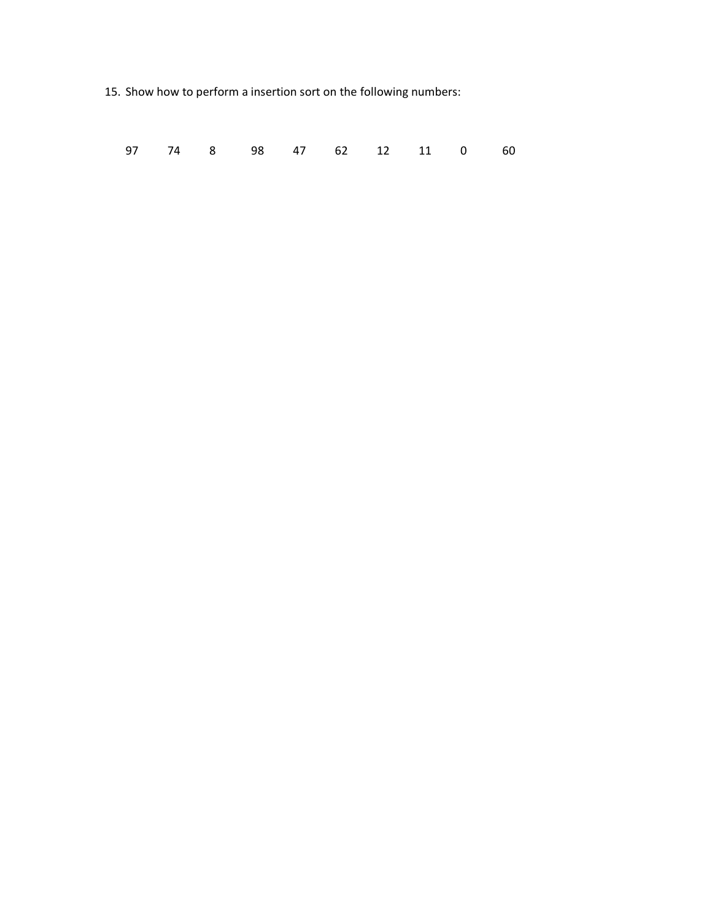15. Show how to perform a insertion sort on the following numbers:

97 74 8 98 47 62 12 11 0 60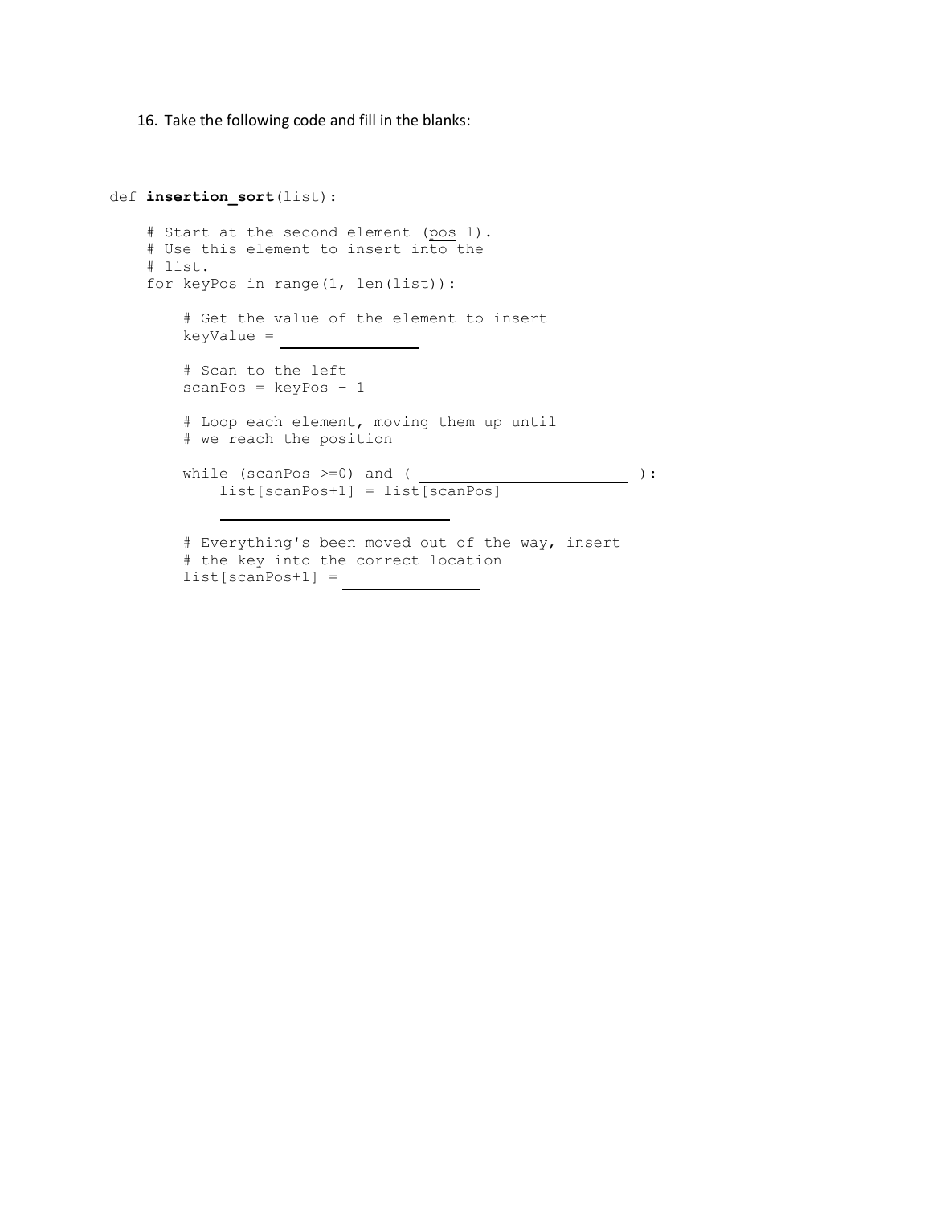16. Take the following code and fill in the blanks:

```
def insertion_sort(list):

    # Start at the second element (pos 1).
    # Use this element to insert into the
    # list.
    for keyPos in range(1, len(list)):

        # Get the value of the element to insert
        keyValue = ______________

        # Scan to the left
        scanPos = keyPos - 1

        # Loop each element, moving them up until
        # we reach the position

        while (scanPos >=0) and ( ______________________ ):
            list[scanPos+1] = list[scanPos]
            _________________________

        # Everything's been moved out of the way, insert
        # the key into the correct location
        list[scanPos+1] = ______________
```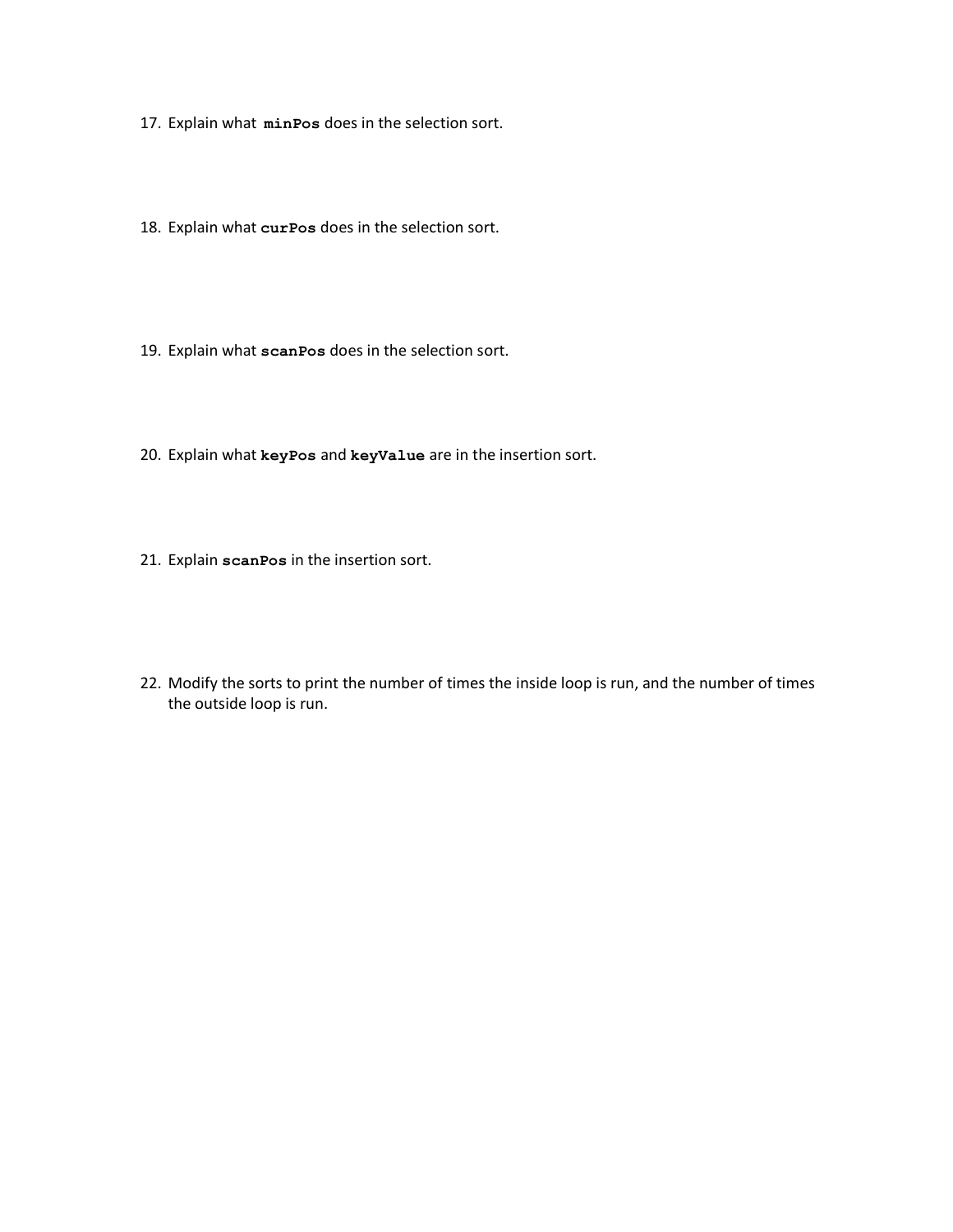17. Explain what **`minPos`** does in the selection sort.

18. Explain what **`curPos`** does in the selection sort.

19. Explain what **`scanPos`** does in the selection sort.

20. Explain what **`keyPos`** and **`keyValue`** are in the insertion sort.

21. Explain **`scanPos`** in the insertion sort.

22. Modify the sorts to print the number of times the inside loop is run, and the number of times the outside loop is run.